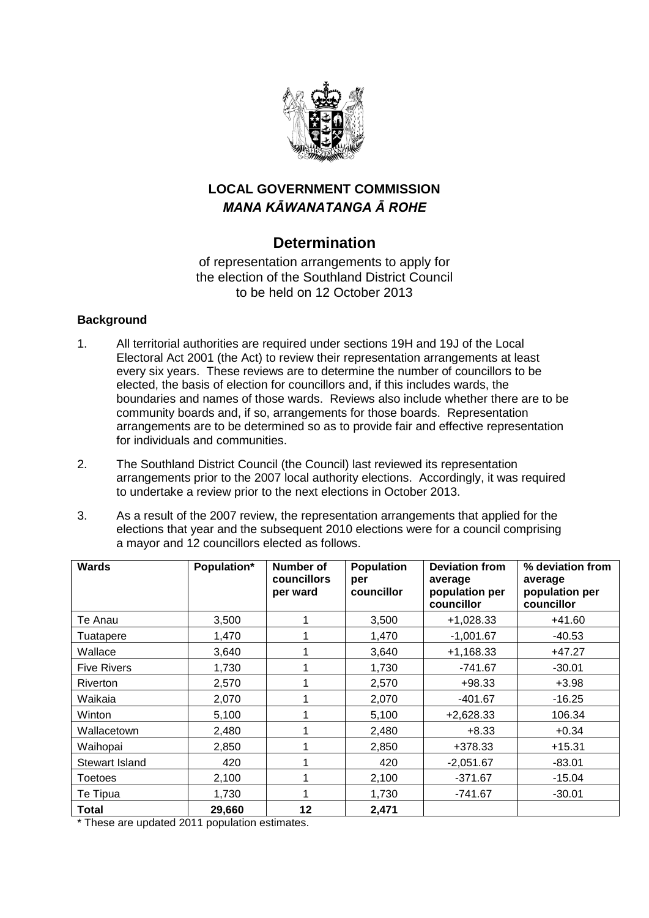## LOCAL GOVERNMENT COMMISSION
## *MANA KĀWANATANGA Ā ROHE*

# Determination

of representation arrangements to apply for the election of the Southland District Council to be held on 12 October 2013

**Background**

1. All territorial authorities are required under sections 19H and 19J of the Local Electoral Act 2001 (the Act) to review their representation arrangements at least every six years. These reviews are to determine the number of councillors to be elected, the basis of election for councillors and, if this includes wards, the boundaries and names of those wards. Reviews also include whether there are to be community boards and, if so, arrangements for those boards. Representation arrangements are to be determined so as to provide fair and effective representation for individuals and communities.

2. The Southland District Council (the Council) last reviewed its representation arrangements prior to the 2007 local authority elections. Accordingly, it was required to undertake a review prior to the next elections in October 2013.

3. As a result of the 2007 review, the representation arrangements that applied for the elections that year and the subsequent 2010 elections were for a council comprising a mayor and 12 councillors elected as follows.

| Wards | Population* | Number of councillors per ward | Population per councillor | Deviation from average population per councillor | % deviation from average population per councillor |
|---|---|---|---|---|---|
| Te Anau | 3,500 | 1 | 3,500 | +1,028.33 | +41.60 |
| Tuatapere | 1,470 | 1 | 1,470 | -1,001.67 | -40.53 |
| Wallace | 3,640 | 1 | 3,640 | +1,168.33 | +47.27 |
| Five Rivers | 1,730 | 1 | 1,730 | -741.67 | -30.01 |
| Riverton | 2,570 | 1 | 2,570 | +98.33 | +3.98 |
| Waikaia | 2,070 | 1 | 2,070 | -401.67 | -16.25 |
| Winton | 5,100 | 1 | 5,100 | +2,628.33 | 106.34 |
| Wallacetown | 2,480 | 1 | 2,480 | +8.33 | +0.34 |
| Waihopai | 2,850 | 1 | 2,850 | +378.33 | +15.31 |
| Stewart Island | 420 | 1 | 420 | -2,051.67 | -83.01 |
| Toetoes | 2,100 | 1 | 2,100 | -371.67 | -15.04 |
| Te Tipua | 1,730 | 1 | 1,730 | -741.67 | -30.01 |
| **Total** | **29,660** | **12** | **2,471** | | |

\* These are updated 2011 population estimates.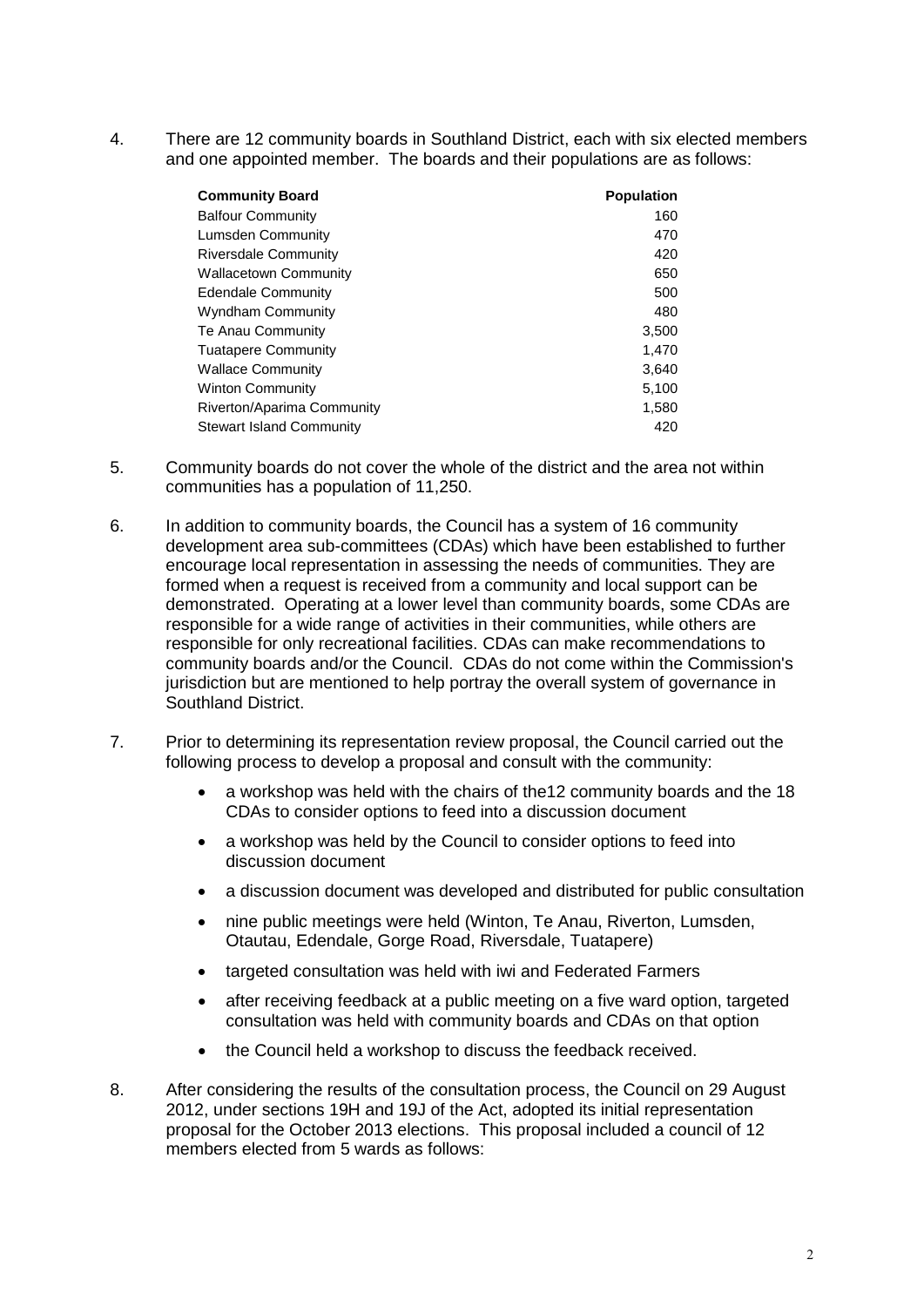4. There are 12 community boards in Southland District, each with six elected members and one appointed member. The boards and their populations are as follows:

| Community Board | Population |
|---|---:|
| Balfour Community | 160 |
| Lumsden Community | 470 |
| Riversdale Community | 420 |
| Wallacetown Community | 650 |
| Edendale Community | 500 |
| Wyndham Community | 480 |
| Te Anau Community | 3,500 |
| Tuatapere Community | 1,470 |
| Wallace Community | 3,640 |
| Winton Community | 5,100 |
| Riverton/Aparima Community | 1,580 |
| Stewart Island Community | 420 |

5. Community boards do not cover the whole of the district and the area not within communities has a population of 11,250.

6. In addition to community boards, the Council has a system of 16 community development area sub-committees (CDAs) which have been established to further encourage local representation in assessing the needs of communities. They are formed when a request is received from a community and local support can be demonstrated. Operating at a lower level than community boards, some CDAs are responsible for a wide range of activities in their communities, while others are responsible for only recreational facilities. CDAs can make recommendations to community boards and/or the Council. CDAs do not come within the Commission's jurisdiction but are mentioned to help portray the overall system of governance in Southland District.

7. Prior to determining its representation review proposal, the Council carried out the following process to develop a proposal and consult with the community:

   - a workshop was held with the chairs of the12 community boards and the 18 CDAs to consider options to feed into a discussion document
   - a workshop was held by the Council to consider options to feed into discussion document
   - a discussion document was developed and distributed for public consultation
   - nine public meetings were held (Winton, Te Anau, Riverton, Lumsden, Otautau, Edendale, Gorge Road, Riversdale, Tuatapere)
   - targeted consultation was held with iwi and Federated Farmers
   - after receiving feedback at a public meeting on a five ward option, targeted consultation was held with community boards and CDAs on that option
   - the Council held a workshop to discuss the feedback received.

8. After considering the results of the consultation process, the Council on 29 August 2012, under sections 19H and 19J of the Act, adopted its initial representation proposal for the October 2013 elections. This proposal included a council of 12 members elected from 5 wards as follows: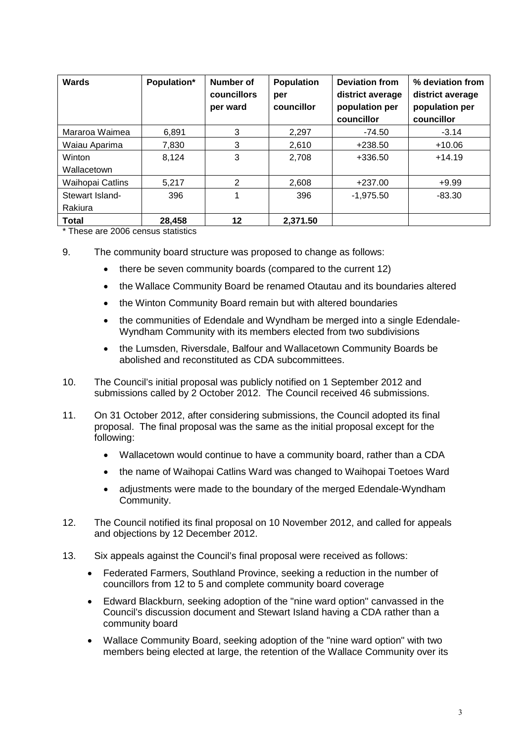| Wards | Population* | Number of councillors per ward | Population per councillor | Deviation from district average population per councillor | % deviation from district average population per councillor |
|---|---|---|---|---|---|
| Mararoa Waimea | 6,891 | 3 | 2,297 | -74.50 | -3.14 |
| Waiau Aparima | 7,830 | 3 | 2,610 | +238.50 | +10.06 |
| Winton Wallacetown | 8,124 | 3 | 2,708 | +336.50 | +14.19 |
| Waihopai Catlins | 5,217 | 2 | 2,608 | +237.00 | +9.99 |
| Stewart Island-Rakiura | 396 | 1 | 396 | -1,975.50 | -83.30 |
| **Total** | **28,458** | **12** | **2,371.50** | | |

* These are 2006 census statistics

9. The community board structure was proposed to change as follows:
   - there be seven community boards (compared to the current 12)
   - the Wallace Community Board be renamed Otautau and its boundaries altered
   - the Winton Community Board remain but with altered boundaries
   - the communities of Edendale and Wyndham be merged into a single Edendale-Wyndham Community with its members elected from two subdivisions
   - the Lumsden, Riversdale, Balfour and Wallacetown Community Boards be abolished and reconstituted as CDA subcommittees.

10. The Council's initial proposal was publicly notified on 1 September 2012 and submissions called by 2 October 2012. The Council received 46 submissions.

11. On 31 October 2012, after considering submissions, the Council adopted its final proposal. The final proposal was the same as the initial proposal except for the following:
    - Wallacetown would continue to have a community board, rather than a CDA
    - the name of Waihopai Catlins Ward was changed to Waihopai Toetoes Ward
    - adjustments were made to the boundary of the merged Edendale-Wyndham Community.

12. The Council notified its final proposal on 10 November 2012, and called for appeals and objections by 12 December 2012.

13. Six appeals against the Council's final proposal were received as follows:
    - Federated Farmers, Southland Province, seeking a reduction in the number of councillors from 12 to 5 and complete community board coverage
    - Edward Blackburn, seeking adoption of the "nine ward option" canvassed in the Council's discussion document and Stewart Island having a CDA rather than a community board
    - Wallace Community Board, seeking adoption of the "nine ward option" with two members being elected at large, the retention of the Wallace Community over its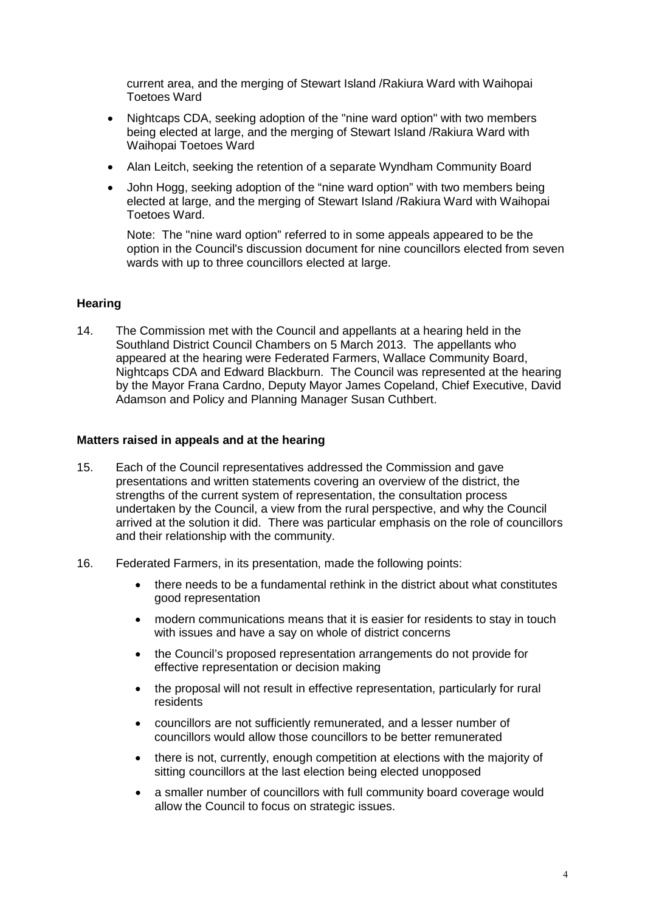current area, and the merging of Stewart Island /Rakiura Ward with Waihopai Toetoes Ward

- Nightcaps CDA, seeking adoption of the "nine ward option" with two members being elected at large, and the merging of Stewart Island /Rakiura Ward with Waihopai Toetoes Ward
- Alan Leitch, seeking the retention of a separate Wyndham Community Board
- John Hogg, seeking adoption of the "nine ward option" with two members being elected at large, and the merging of Stewart Island /Rakiura Ward with Waihopai Toetoes Ward.

  Note: The "nine ward option" referred to in some appeals appeared to be the option in the Council's discussion document for nine councillors elected from seven wards with up to three councillors elected at large.

**Hearing**

14. The Commission met with the Council and appellants at a hearing held in the Southland District Council Chambers on 5 March 2013. The appellants who appeared at the hearing were Federated Farmers, Wallace Community Board, Nightcaps CDA and Edward Blackburn. The Council was represented at the hearing by the Mayor Frana Cardno, Deputy Mayor James Copeland, Chief Executive, David Adamson and Policy and Planning Manager Susan Cuthbert.

**Matters raised in appeals and at the hearing**

15. Each of the Council representatives addressed the Commission and gave presentations and written statements covering an overview of the district, the strengths of the current system of representation, the consultation process undertaken by the Council, a view from the rural perspective, and why the Council arrived at the solution it did. There was particular emphasis on the role of councillors and their relationship with the community.

16. Federated Farmers, in its presentation, made the following points:
    - there needs to be a fundamental rethink in the district about what constitutes good representation
    - modern communications means that it is easier for residents to stay in touch with issues and have a say on whole of district concerns
    - the Council's proposed representation arrangements do not provide for effective representation or decision making
    - the proposal will not result in effective representation, particularly for rural residents
    - councillors are not sufficiently remunerated, and a lesser number of councillors would allow those councillors to be better remunerated
    - there is not, currently, enough competition at elections with the majority of sitting councillors at the last election being elected unopposed
    - a smaller number of councillors with full community board coverage would allow the Council to focus on strategic issues.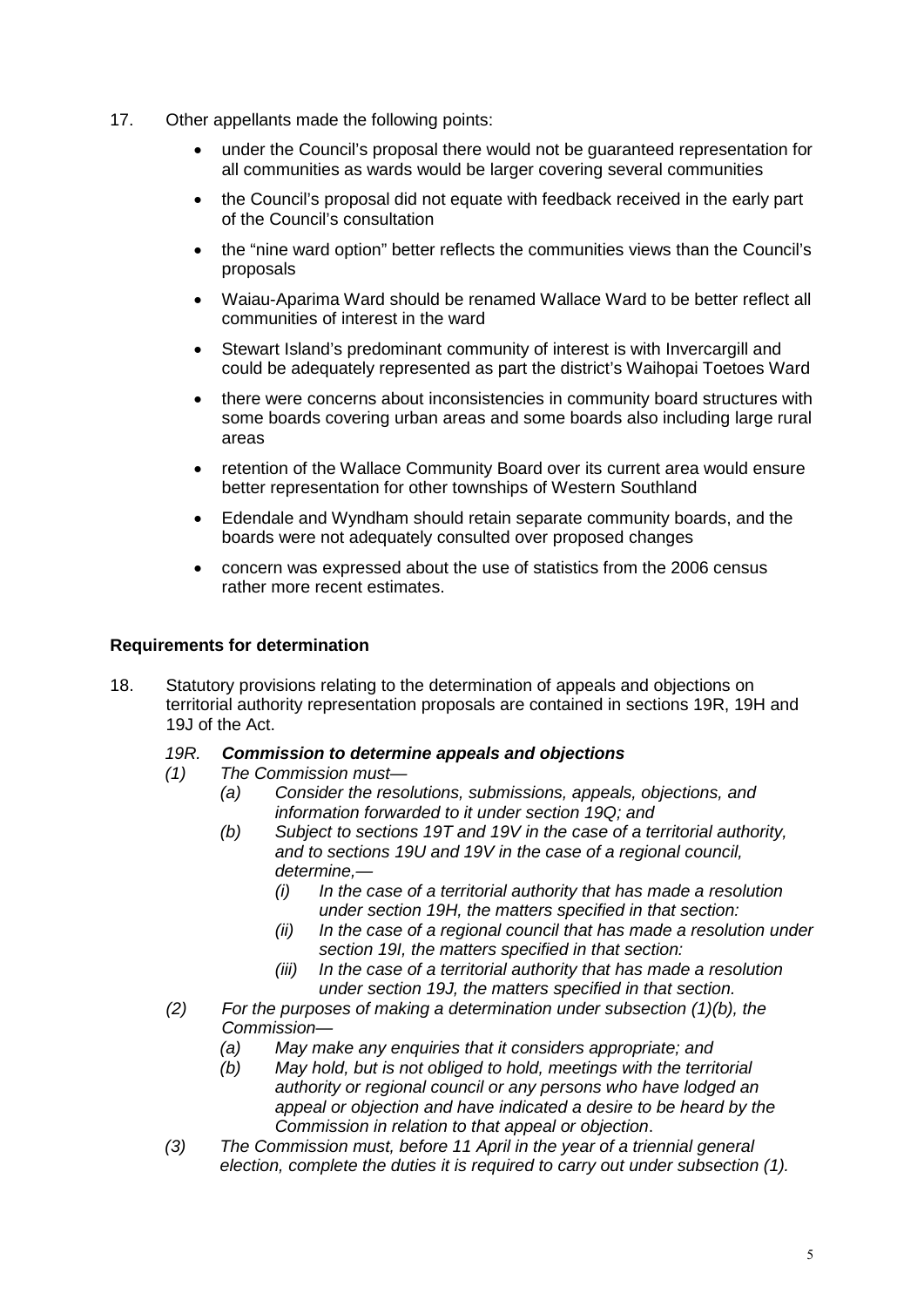17. Other appellants made the following points:

    - under the Council's proposal there would not be guaranteed representation for all communities as wards would be larger covering several communities
    - the Council's proposal did not equate with feedback received in the early part of the Council's consultation
    - the "nine ward option" better reflects the communities views than the Council's proposals
    - Waiau-Aparima Ward should be renamed Wallace Ward to be better reflect all communities of interest in the ward
    - Stewart Island's predominant community of interest is with Invercargill and could be adequately represented as part the district's Waihopai Toetoes Ward
    - there were concerns about inconsistencies in community board structures with some boards covering urban areas and some boards also including large rural areas
    - retention of the Wallace Community Board over its current area would ensure better representation for other townships of Western Southland
    - Edendale and Wyndham should retain separate community boards, and the boards were not adequately consulted over proposed changes
    - concern was expressed about the use of statistics from the 2006 census rather more recent estimates.

**Requirements for determination**

18. Statutory provisions relating to the determination of appeals and objections on territorial authority representation proposals are contained in sections 19R, 19H and 19J of the Act.

*19R. **Commission to determine appeals and objections***

*(1) The Commission must—*

*(a) Consider the resolutions, submissions, appeals, objections, and information forwarded to it under section 19Q; and*

*(b) Subject to sections 19T and 19V in the case of a territorial authority, and to sections 19U and 19V in the case of a regional council, determine,—*

*(i) In the case of a territorial authority that has made a resolution under section 19H, the matters specified in that section:*

*(ii) In the case of a regional council that has made a resolution under section 19I, the matters specified in that section:*

*(iii) In the case of a territorial authority that has made a resolution under section 19J, the matters specified in that section.*

*(2) For the purposes of making a determination under subsection (1)(b), the Commission—*

*(a) May make any enquiries that it considers appropriate; and*

*(b) May hold, but is not obliged to hold, meetings with the territorial authority or regional council or any persons who have lodged an appeal or objection and have indicated a desire to be heard by the Commission in relation to that appeal or objection.*

*(3) The Commission must, before 11 April in the year of a triennial general election, complete the duties it is required to carry out under subsection (1).*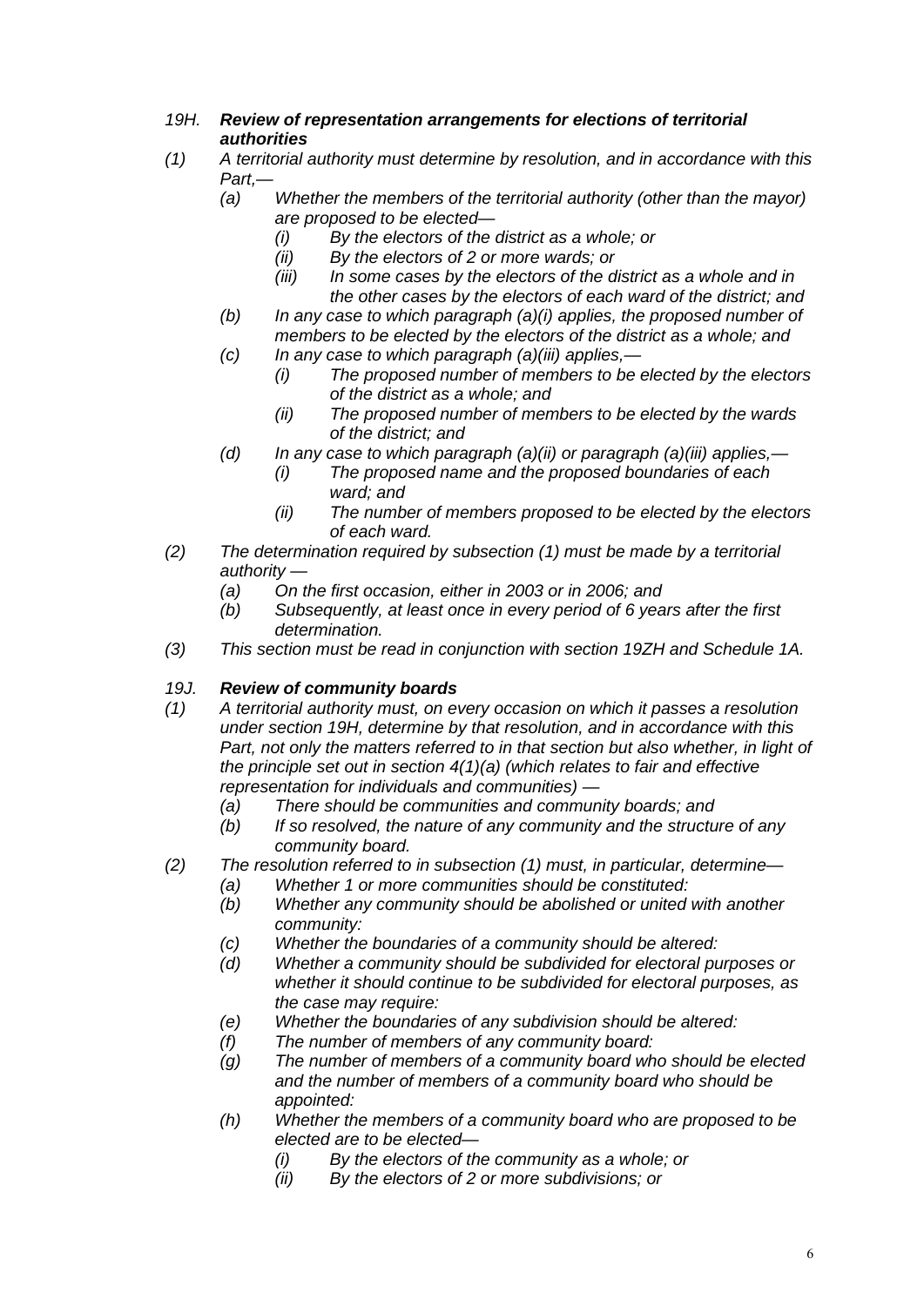*19H.* ***Review of representation arrangements for elections of territorial authorities***

*(1)* *A territorial authority must determine by resolution, and in accordance with this Part,—*

*(a)* *Whether the members of the territorial authority (other than the mayor) are proposed to be elected—*

*(i)* *By the electors of the district as a whole; or*

*(ii)* *By the electors of 2 or more wards; or*

*(iii)* *In some cases by the electors of the district as a whole and in the other cases by the electors of each ward of the district; and*

*(b)* *In any case to which paragraph (a)(i) applies, the proposed number of members to be elected by the electors of the district as a whole; and*

*(c)* *In any case to which paragraph (a)(iii) applies,—*

*(i)* *The proposed number of members to be elected by the electors of the district as a whole; and*

*(ii)* *The proposed number of members to be elected by the wards of the district; and*

*(d)* *In any case to which paragraph (a)(ii) or paragraph (a)(iii) applies,—*

*(i)* *The proposed name and the proposed boundaries of each ward; and*

*(ii)* *The number of members proposed to be elected by the electors of each ward.*

*(2)* *The determination required by subsection (1) must be made by a territorial authority —*

*(a)* *On the first occasion, either in 2003 or in 2006; and*

*(b)* *Subsequently, at least once in every period of 6 years after the first determination.*

*(3)* *This section must be read in conjunction with section 19ZH and Schedule 1A.*

*19J.* ***Review of community boards***

*(1)* *A territorial authority must, on every occasion on which it passes a resolution under section 19H, determine by that resolution, and in accordance with this Part, not only the matters referred to in that section but also whether, in light of the principle set out in section 4(1)(a) (which relates to fair and effective representation for individuals and communities) —*

*(a)* *There should be communities and community boards; and*

*(b)* *If so resolved, the nature of any community and the structure of any community board.*

*(2)* *The resolution referred to in subsection (1) must, in particular, determine—*

*(a)* *Whether 1 or more communities should be constituted:*

*(b)* *Whether any community should be abolished or united with another community:*

*(c)* *Whether the boundaries of a community should be altered:*

*(d)* *Whether a community should be subdivided for electoral purposes or whether it should continue to be subdivided for electoral purposes, as the case may require:*

*(e)* *Whether the boundaries of any subdivision should be altered:*

*(f)* *The number of members of any community board:*

*(g)* *The number of members of a community board who should be elected and the number of members of a community board who should be appointed:*

*(h)* *Whether the members of a community board who are proposed to be elected are to be elected—*

*(i)* *By the electors of the community as a whole; or*

*(ii)* *By the electors of 2 or more subdivisions; or*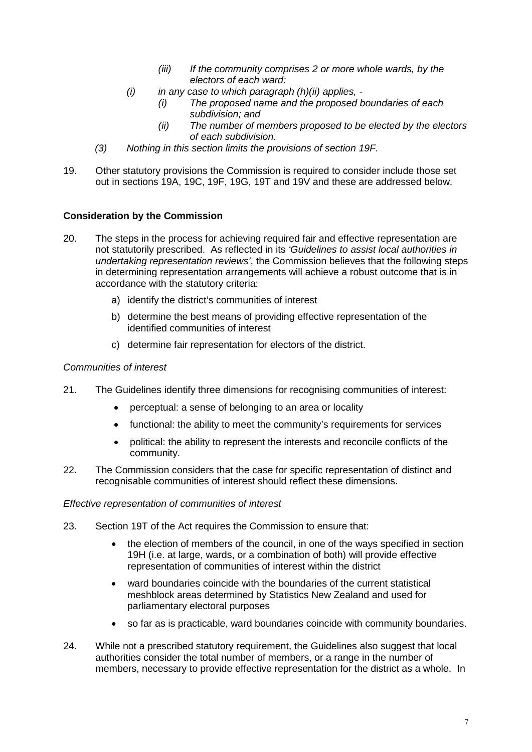> (iii) *If the community comprises 2 or more whole wards, by the electors of each ward:*
>
> (i) *in any case to which paragraph (h)(ii) applies, -*
>
> > (i) *The proposed name and the proposed boundaries of each subdivision; and*
> >
> > (ii) *The number of members proposed to be elected by the electors of each subdivision.*
>
> (3) *Nothing in this section limits the provisions of section 19F.*

19. Other statutory provisions the Commission is required to consider include those set out in sections 19A, 19C, 19F, 19G, 19T and 19V and these are addressed below.

**Consideration by the Commission**

20. The steps in the process for achieving required fair and effective representation are not statutorily prescribed. As reflected in its *'Guidelines to assist local authorities in undertaking representation reviews'*, the Commission believes that the following steps in determining representation arrangements will achieve a robust outcome that is in accordance with the statutory criteria:

    a) identify the district's communities of interest

    b) determine the best means of providing effective representation of the identified communities of interest

    c) determine fair representation for electors of the district.

*Communities of interest*

21. The Guidelines identify three dimensions for recognising communities of interest:

    - perceptual: a sense of belonging to an area or locality
    - functional: the ability to meet the community's requirements for services
    - political: the ability to represent the interests and reconcile conflicts of the community.

22. The Commission considers that the case for specific representation of distinct and recognisable communities of interest should reflect these dimensions.

*Effective representation of communities of interest*

23. Section 19T of the Act requires the Commission to ensure that:

    - the election of members of the council, in one of the ways specified in section 19H (i.e. at large, wards, or a combination of both) will provide effective representation of communities of interest within the district
    - ward boundaries coincide with the boundaries of the current statistical meshblock areas determined by Statistics New Zealand and used for parliamentary electoral purposes
    - so far as is practicable, ward boundaries coincide with community boundaries.

24. While not a prescribed statutory requirement, the Guidelines also suggest that local authorities consider the total number of members, or a range in the number of members, necessary to provide effective representation for the district as a whole. In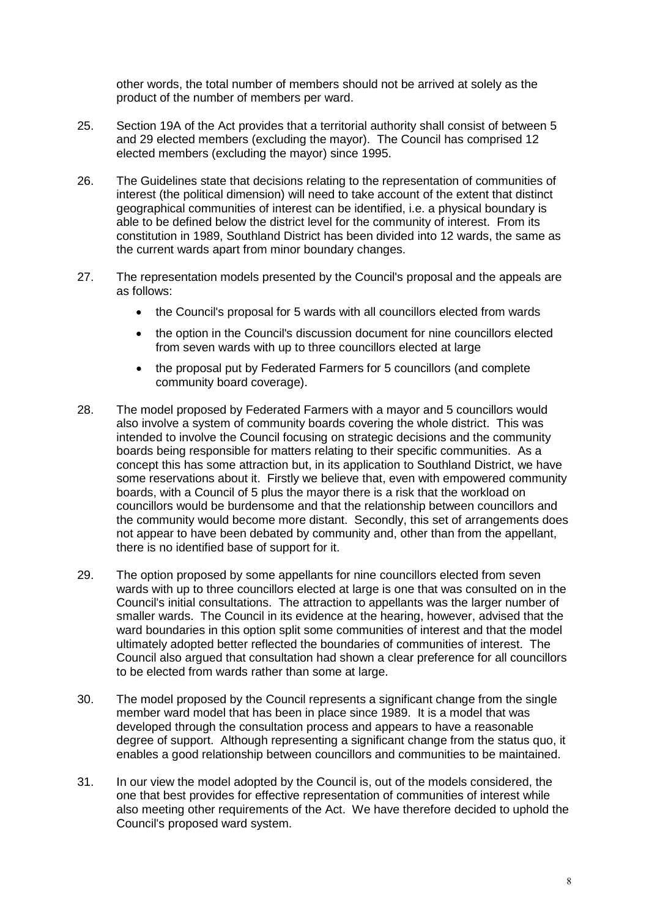other words, the total number of members should not be arrived at solely as the product of the number of members per ward.

25. Section 19A of the Act provides that a territorial authority shall consist of between 5 and 29 elected members (excluding the mayor). The Council has comprised 12 elected members (excluding the mayor) since 1995.

26. The Guidelines state that decisions relating to the representation of communities of interest (the political dimension) will need to take account of the extent that distinct geographical communities of interest can be identified, i.e. a physical boundary is able to be defined below the district level for the community of interest. From its constitution in 1989, Southland District has been divided into 12 wards, the same as the current wards apart from minor boundary changes.

27. The representation models presented by the Council's proposal and the appeals are as follows:

    - the Council's proposal for 5 wards with all councillors elected from wards
    - the option in the Council's discussion document for nine councillors elected from seven wards with up to three councillors elected at large
    - the proposal put by Federated Farmers for 5 councillors (and complete community board coverage).

28. The model proposed by Federated Farmers with a mayor and 5 councillors would also involve a system of community boards covering the whole district. This was intended to involve the Council focusing on strategic decisions and the community boards being responsible for matters relating to their specific communities. As a concept this has some attraction but, in its application to Southland District, we have some reservations about it. Firstly we believe that, even with empowered community boards, with a Council of 5 plus the mayor there is a risk that the workload on councillors would be burdensome and that the relationship between councillors and the community would become more distant. Secondly, this set of arrangements does not appear to have been debated by community and, other than from the appellant, there is no identified base of support for it.

29. The option proposed by some appellants for nine councillors elected from seven wards with up to three councillors elected at large is one that was consulted on in the Council's initial consultations. The attraction to appellants was the larger number of smaller wards. The Council in its evidence at the hearing, however, advised that the ward boundaries in this option split some communities of interest and that the model ultimately adopted better reflected the boundaries of communities of interest. The Council also argued that consultation had shown a clear preference for all councillors to be elected from wards rather than some at large.

30. The model proposed by the Council represents a significant change from the single member ward model that has been in place since 1989. It is a model that was developed through the consultation process and appears to have a reasonable degree of support. Although representing a significant change from the status quo, it enables a good relationship between councillors and communities to be maintained.

31. In our view the model adopted by the Council is, out of the models considered, the one that best provides for effective representation of communities of interest while also meeting other requirements of the Act. We have therefore decided to uphold the Council's proposed ward system.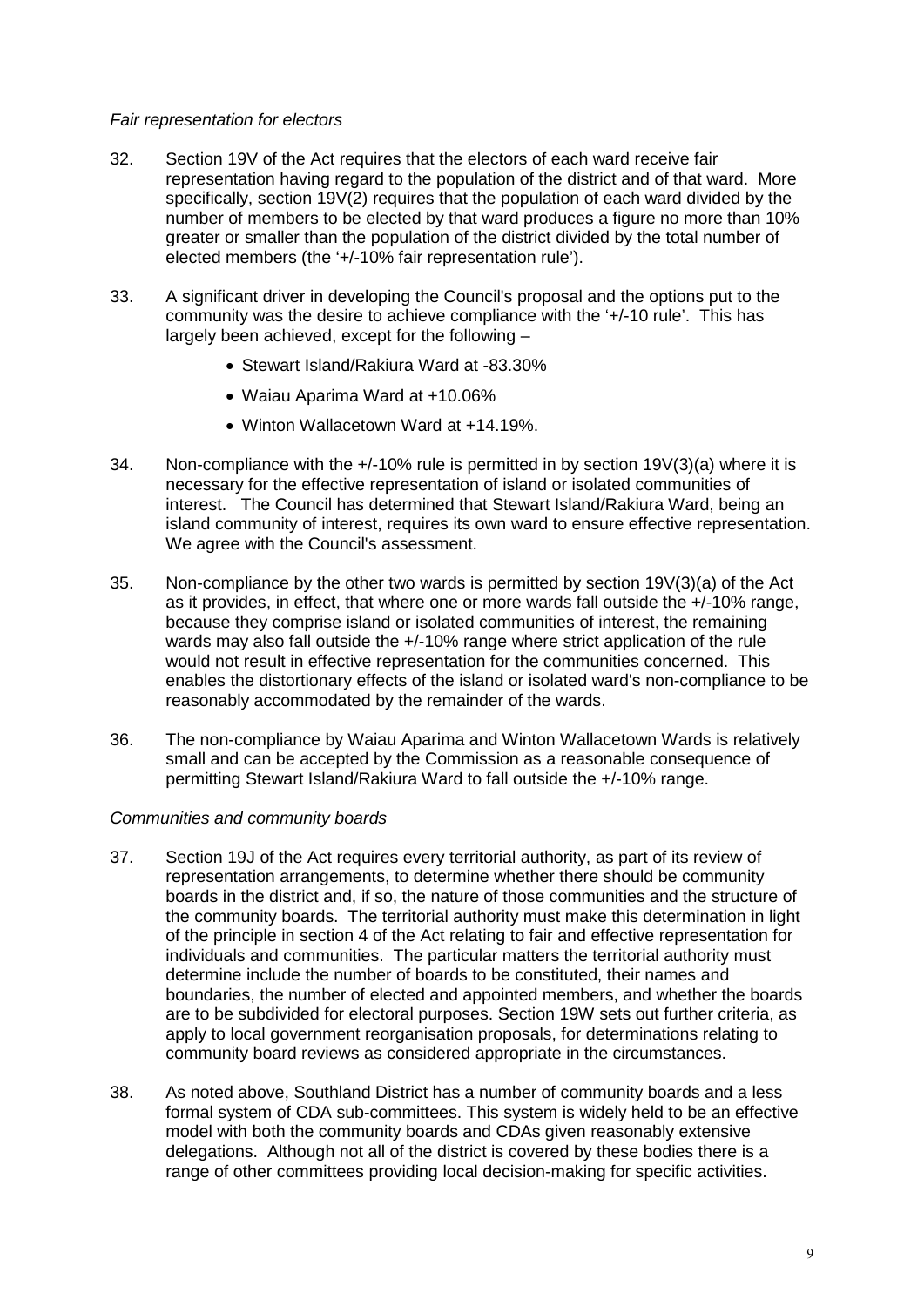*Fair representation for electors*

32. Section 19V of the Act requires that the electors of each ward receive fair representation having regard to the population of the district and of that ward. More specifically, section 19V(2) requires that the population of each ward divided by the number of members to be elected by that ward produces a figure no more than 10% greater or smaller than the population of the district divided by the total number of elected members (the '+/-10% fair representation rule').

33. A significant driver in developing the Council's proposal and the options put to the community was the desire to achieve compliance with the '+/-10 rule'. This has largely been achieved, except for the following –

    - Stewart Island/Rakiura Ward at -83.30%
    - Waiau Aparima Ward at +10.06%
    - Winton Wallacetown Ward at +14.19%.

34. Non-compliance with the +/-10% rule is permitted in by section 19V(3)(a) where it is necessary for the effective representation of island or isolated communities of interest. The Council has determined that Stewart Island/Rakiura Ward, being an island community of interest, requires its own ward to ensure effective representation. We agree with the Council's assessment.

35. Non-compliance by the other two wards is permitted by section 19V(3)(a) of the Act as it provides, in effect, that where one or more wards fall outside the +/-10% range, because they comprise island or isolated communities of interest, the remaining wards may also fall outside the +/-10% range where strict application of the rule would not result in effective representation for the communities concerned. This enables the distortionary effects of the island or isolated ward's non-compliance to be reasonably accommodated by the remainder of the wards.

36. The non-compliance by Waiau Aparima and Winton Wallacetown Wards is relatively small and can be accepted by the Commission as a reasonable consequence of permitting Stewart Island/Rakiura Ward to fall outside the +/-10% range.

*Communities and community boards*

37. Section 19J of the Act requires every territorial authority, as part of its review of representation arrangements, to determine whether there should be community boards in the district and, if so, the nature of those communities and the structure of the community boards. The territorial authority must make this determination in light of the principle in section 4 of the Act relating to fair and effective representation for individuals and communities. The particular matters the territorial authority must determine include the number of boards to be constituted, their names and boundaries, the number of elected and appointed members, and whether the boards are to be subdivided for electoral purposes. Section 19W sets out further criteria, as apply to local government reorganisation proposals, for determinations relating to community board reviews as considered appropriate in the circumstances.

38. As noted above, Southland District has a number of community boards and a less formal system of CDA sub-committees. This system is widely held to be an effective model with both the community boards and CDAs given reasonably extensive delegations. Although not all of the district is covered by these bodies there is a range of other committees providing local decision-making for specific activities.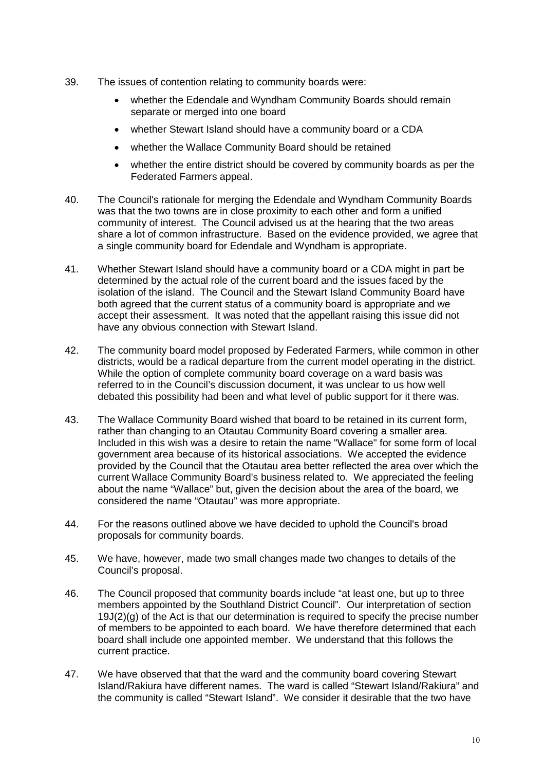39. The issues of contention relating to community boards were:

    - whether the Edendale and Wyndham Community Boards should remain separate or merged into one board
    - whether Stewart Island should have a community board or a CDA
    - whether the Wallace Community Board should be retained
    - whether the entire district should be covered by community boards as per the Federated Farmers appeal.

40. The Council's rationale for merging the Edendale and Wyndham Community Boards was that the two towns are in close proximity to each other and form a unified community of interest. The Council advised us at the hearing that the two areas share a lot of common infrastructure. Based on the evidence provided, we agree that a single community board for Edendale and Wyndham is appropriate.

41. Whether Stewart Island should have a community board or a CDA might in part be determined by the actual role of the current board and the issues faced by the isolation of the island. The Council and the Stewart Island Community Board have both agreed that the current status of a community board is appropriate and we accept their assessment. It was noted that the appellant raising this issue did not have any obvious connection with Stewart Island.

42. The community board model proposed by Federated Farmers, while common in other districts, would be a radical departure from the current model operating in the district. While the option of complete community board coverage on a ward basis was referred to in the Council's discussion document, it was unclear to us how well debated this possibility had been and what level of public support for it there was.

43. The Wallace Community Board wished that board to be retained in its current form, rather than changing to an Otautau Community Board covering a smaller area. Included in this wish was a desire to retain the name "Wallace" for some form of local government area because of its historical associations. We accepted the evidence provided by the Council that the Otautau area better reflected the area over which the current Wallace Community Board's business related to. We appreciated the feeling about the name "Wallace" but, given the decision about the area of the board, we considered the name "Otautau" was more appropriate.

44. For the reasons outlined above we have decided to uphold the Council's broad proposals for community boards.

45. We have, however, made two small changes made two changes to details of the Council's proposal.

46. The Council proposed that community boards include "at least one, but up to three members appointed by the Southland District Council". Our interpretation of section 19J(2)(g) of the Act is that our determination is required to specify the precise number of members to be appointed to each board. We have therefore determined that each board shall include one appointed member. We understand that this follows the current practice.

47. We have observed that that the ward and the community board covering Stewart Island/Rakiura have different names. The ward is called "Stewart Island/Rakiura" and the community is called "Stewart Island". We consider it desirable that the two have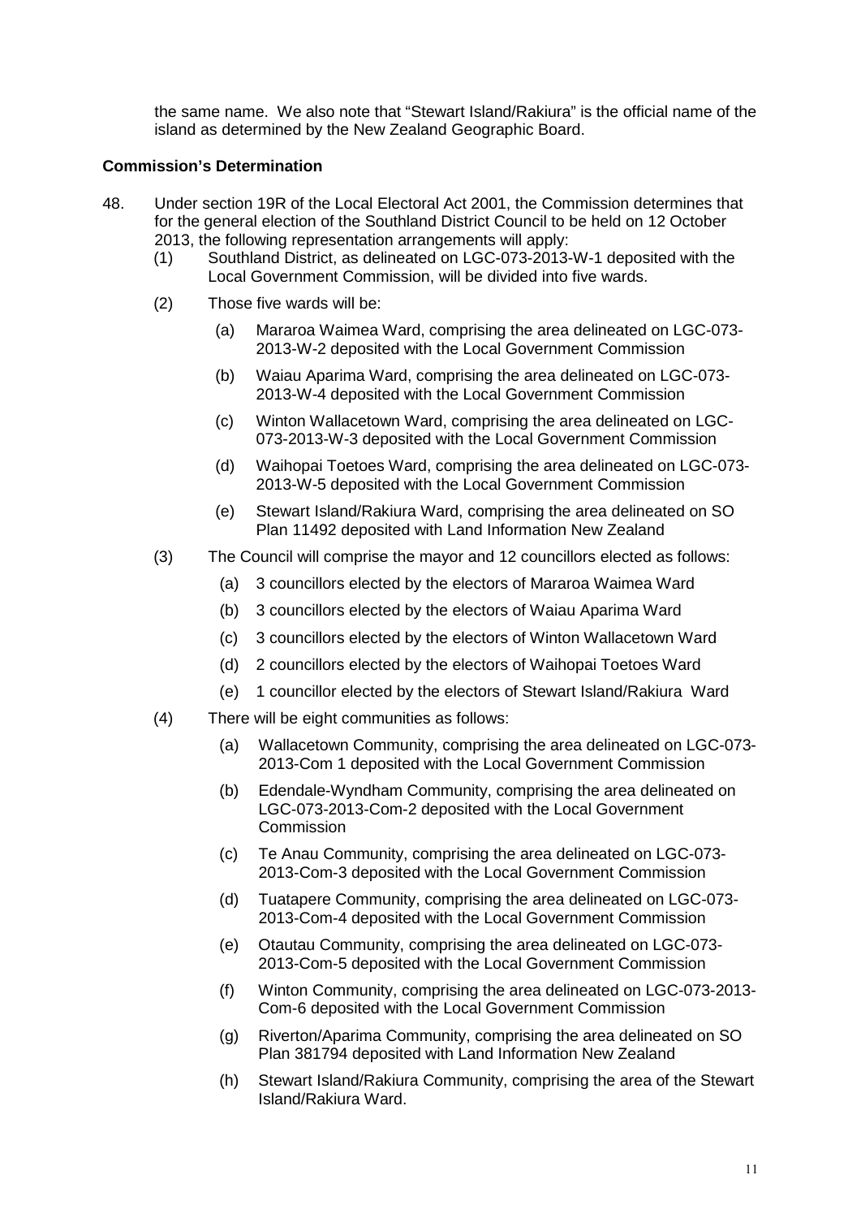the same name. We also note that "Stewart Island/Rakiura" is the official name of the island as determined by the New Zealand Geographic Board.

**Commission's Determination**

48. Under section 19R of the Local Electoral Act 2001, the Commission determines that for the general election of the Southland District Council to be held on 12 October 2013, the following representation arrangements will apply:

    (1) Southland District, as delineated on LGC-073-2013-W-1 deposited with the Local Government Commission, will be divided into five wards.

    (2) Those five wards will be:

    - (a) Mararoa Waimea Ward, comprising the area delineated on LGC-073-2013-W-2 deposited with the Local Government Commission
    - (b) Waiau Aparima Ward, comprising the area delineated on LGC-073-2013-W-4 deposited with the Local Government Commission
    - (c) Winton Wallacetown Ward, comprising the area delineated on LGC-073-2013-W-3 deposited with the Local Government Commission
    - (d) Waihopai Toetoes Ward, comprising the area delineated on LGC-073-2013-W-5 deposited with the Local Government Commission
    - (e) Stewart Island/Rakiura Ward, comprising the area delineated on SO Plan 11492 deposited with Land Information New Zealand

    (3) The Council will comprise the mayor and 12 councillors elected as follows:

    - (a) 3 councillors elected by the electors of Mararoa Waimea Ward
    - (b) 3 councillors elected by the electors of Waiau Aparima Ward
    - (c) 3 councillors elected by the electors of Winton Wallacetown Ward
    - (d) 2 councillors elected by the electors of Waihopai Toetoes Ward
    - (e) 1 councillor elected by the electors of Stewart Island/Rakiura Ward

    (4) There will be eight communities as follows:

    - (a) Wallacetown Community, comprising the area delineated on LGC-073-2013-Com 1 deposited with the Local Government Commission
    - (b) Edendale-Wyndham Community, comprising the area delineated on LGC-073-2013-Com-2 deposited with the Local Government Commission
    - (c) Te Anau Community, comprising the area delineated on LGC-073-2013-Com-3 deposited with the Local Government Commission
    - (d) Tuatapere Community, comprising the area delineated on LGC-073-2013-Com-4 deposited with the Local Government Commission
    - (e) Otautau Community, comprising the area delineated on LGC-073-2013-Com-5 deposited with the Local Government Commission
    - (f) Winton Community, comprising the area delineated on LGC-073-2013-Com-6 deposited with the Local Government Commission
    - (g) Riverton/Aparima Community, comprising the area delineated on SO Plan 381794 deposited with Land Information New Zealand
    - (h) Stewart Island/Rakiura Community, comprising the area of the Stewart Island/Rakiura Ward.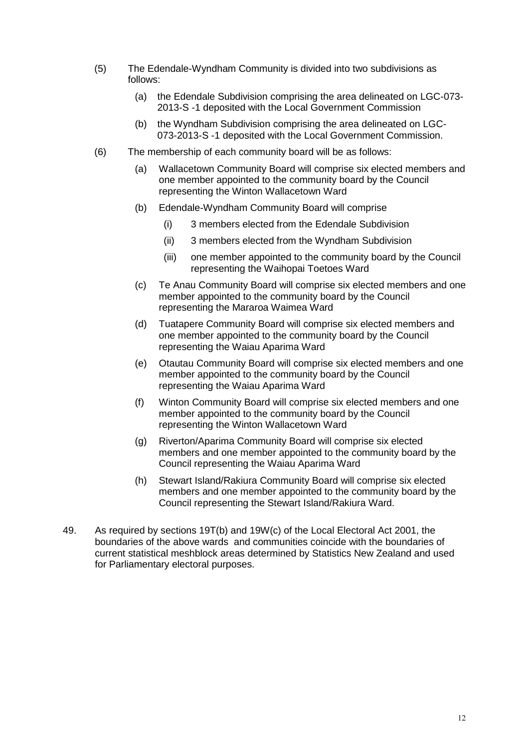(5) The Edendale-Wyndham Community is divided into two subdivisions as follows:

  (a) the Edendale Subdivision comprising the area delineated on LGC-073-2013-S -1 deposited with the Local Government Commission

  (b) the Wyndham Subdivision comprising the area delineated on LGC-073-2013-S -1 deposited with the Local Government Commission.

(6) The membership of each community board will be as follows:

  (a) Wallacetown Community Board will comprise six elected members and one member appointed to the community board by the Council representing the Winton Wallacetown Ward

  (b) Edendale-Wyndham Community Board will comprise

    (i) 3 members elected from the Edendale Subdivision

    (ii) 3 members elected from the Wyndham Subdivision

    (iii) one member appointed to the community board by the Council representing the Waihopai Toetoes Ward

  (c) Te Anau Community Board will comprise six elected members and one member appointed to the community board by the Council representing the Mararoa Waimea Ward

  (d) Tuatapere Community Board will comprise six elected members and one member appointed to the community board by the Council representing the Waiau Aparima Ward

  (e) Otautau Community Board will comprise six elected members and one member appointed to the community board by the Council representing the Waiau Aparima Ward

  (f) Winton Community Board will comprise six elected members and one member appointed to the community board by the Council representing the Winton Wallacetown Ward

  (g) Riverton/Aparima Community Board will comprise six elected members and one member appointed to the community board by the Council representing the Waiau Aparima Ward

  (h) Stewart Island/Rakiura Community Board will comprise six elected members and one member appointed to the community board by the Council representing the Stewart Island/Rakiura Ward.

49. As required by sections 19T(b) and 19W(c) of the Local Electoral Act 2001, the boundaries of the above wards and communities coincide with the boundaries of current statistical meshblock areas determined by Statistics New Zealand and used for Parliamentary electoral purposes.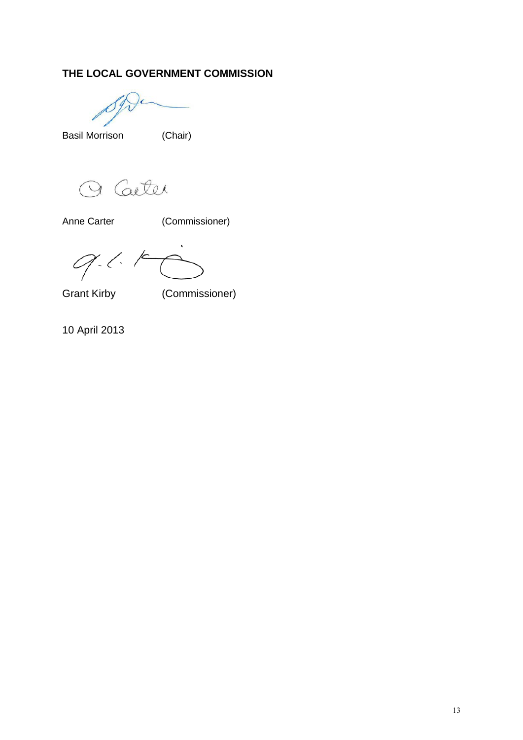**THE LOCAL GOVERNMENT COMMISSION**

Basil Morrison (Chair)

Anne Carter (Commissioner)

Grant Kirby (Commissioner)

10 April 2013